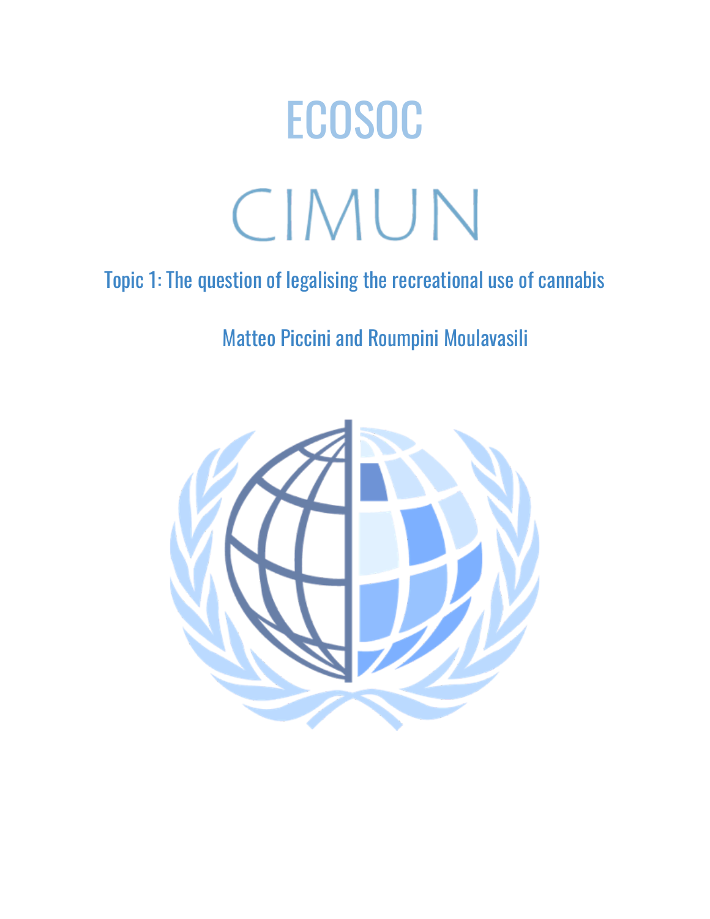# ECOSOC

# CIMUN

## Topic 1: The question of legalising the recreational use of cannabis

Matteo Piccini and Roumpini Moulavasili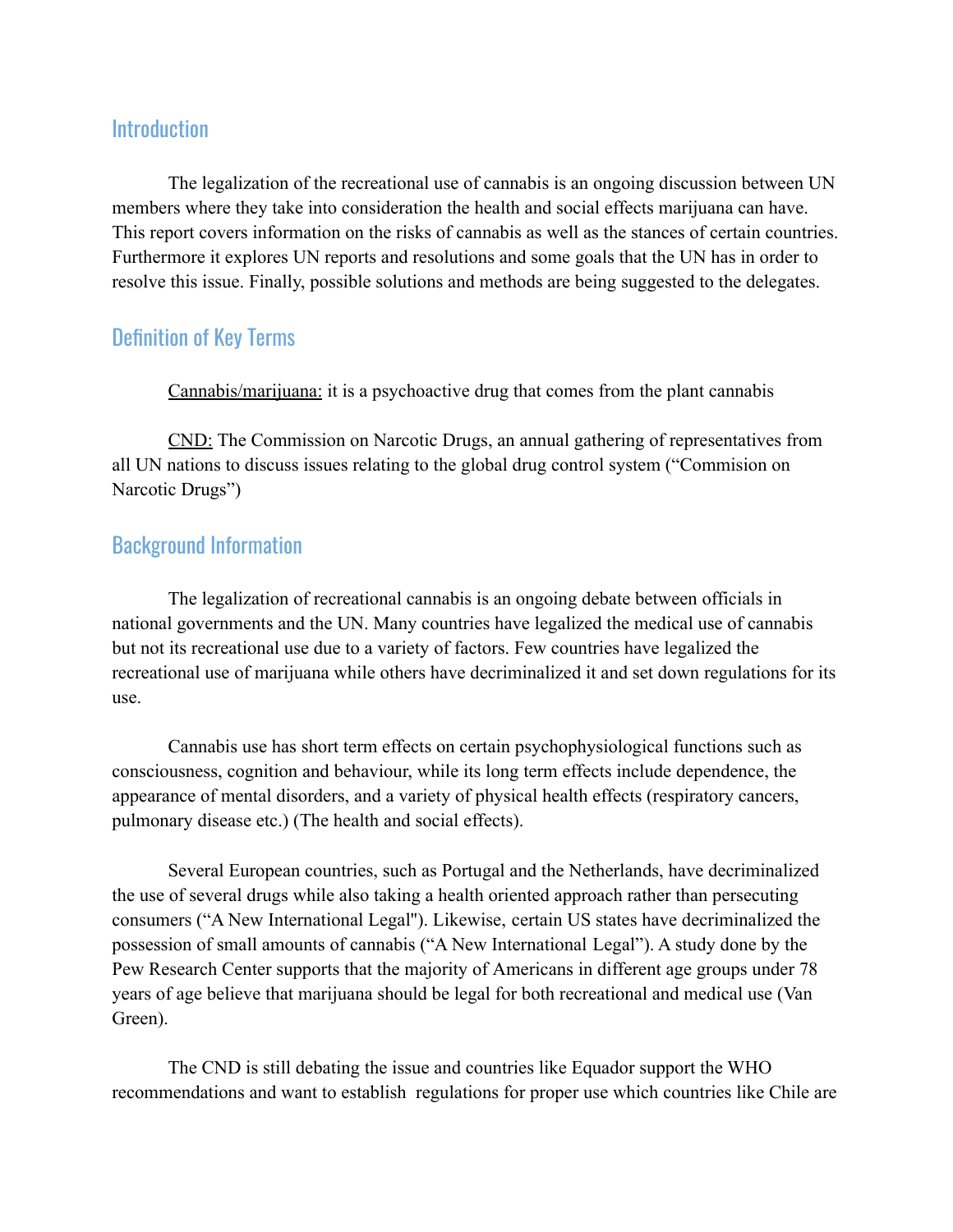## Introduction

The legalization of the recreational use of cannabis is an ongoing discussion between UN members where they take into consideration the health and social effects marijuana can have. This report covers information on the risks of cannabis as well as the stances of certain countries. Furthermore it explores UN reports and resolutions and some goals that the UN has in order to resolve this issue. Finally, possible solutions and methods are being suggested to the delegates.

## Definition of Key Terms

Cannabis/marijuana: it is a psychoactive drug that comes from the plant cannabis

CND: The Commission on Narcotic Drugs, an annual gathering of representatives from all UN nations to discuss issues relating to the global drug control system ("Commision on Narcotic Drugs")

## Background Information

The legalization of recreational cannabis is an ongoing debate between officials in national governments and the UN. Many countries have legalized the medical use of cannabis but not its recreational use due to a variety of factors. Few countries have legalized the recreational use of marijuana while others have decriminalized it and set down regulations for its use.

Cannabis use has short term effects on certain psychophysiological functions such as consciousness, cognition and behaviour, while its long term effects include dependence, the appearance of mental disorders, and a variety of physical health effects (respiratory cancers, pulmonary disease etc.) (The health and social effects).

Several European countries, such as Portugal and the Netherlands, have decriminalized the use of several drugs while also taking a health oriented approach rather than persecuting consumers ("A New International Legal"). Likewise, certain US states have decriminalized the possession of small amounts of cannabis ("A New International Legal"). A study done by the Pew Research Center supports that the majority of Americans in different age groups under 78 years of age believe that marijuana should be legal for both recreational and medical use (Van Green).

The CND is still debating the issue and countries like Equador support the WHO recommendations and want to establish regulations for proper use which countries like Chile are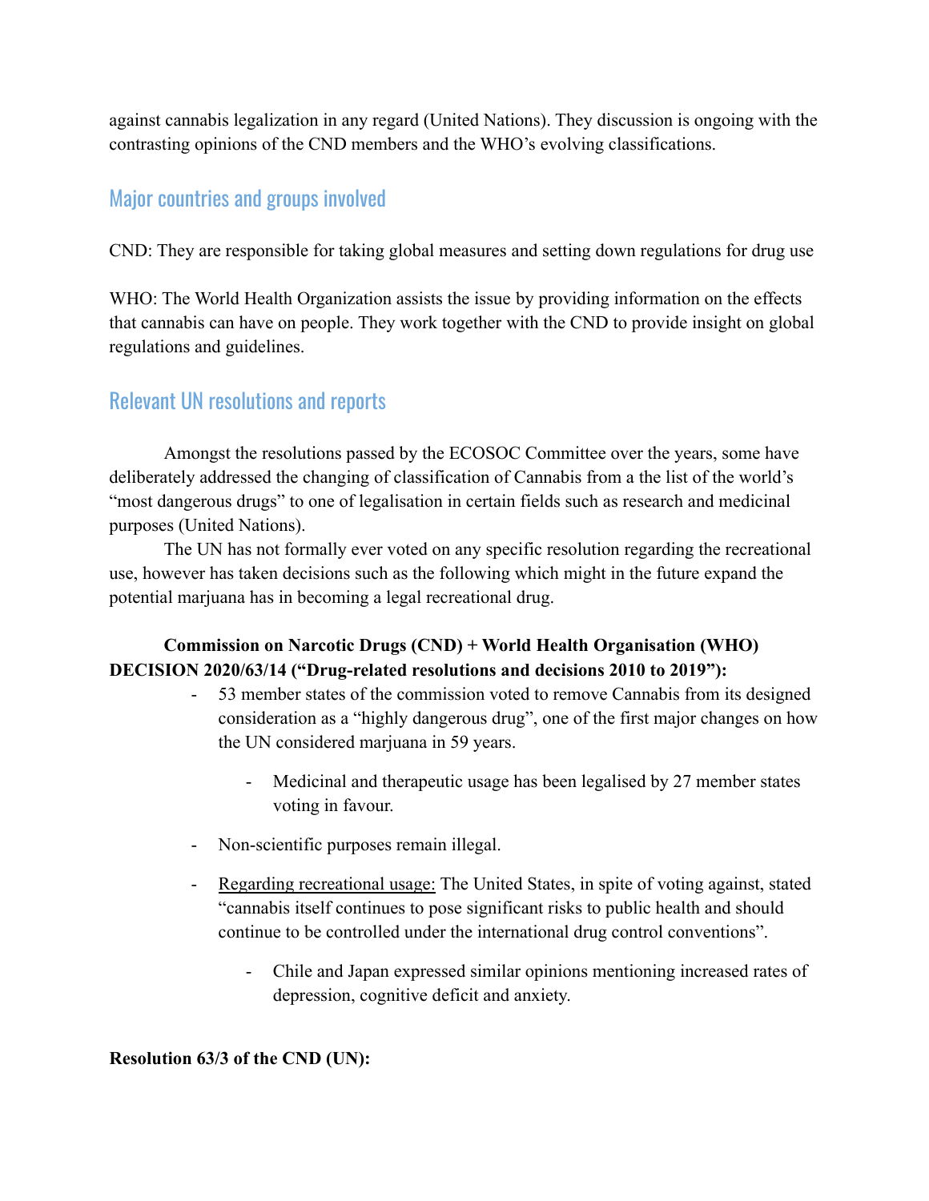against cannabis legalization in any regard (United Nations). They discussion is ongoing with the contrasting opinions of the CND members and the WHO's evolving classifications.

## Major countries and groups involved

CND: They are responsible for taking global measures and setting down regulations for drug use

WHO: The World Health Organization assists the issue by providing information on the effects that cannabis can have on people. They work together with the CND to provide insight on global regulations and guidelines.

## Relevant UN resolutions and reports

Amongst the resolutions passed by the ECOSOC Committee over the years, some have deliberately addressed the changing of classification of Cannabis from a the list of the world's "most dangerous drugs" to one of legalisation in certain fields such as research and medicinal purposes (United Nations).

The UN has not formally ever voted on any specific resolution regarding the recreational use, however has taken decisions such as the following which might in the future expand the potential marjuana has in becoming a legal recreational drug.

**Commission on Narcotic Drugs (CND) + World Health Organisation (WHO) DECISION 2020/63/14 ("Drug-related resolutions and decisions 2010 to 2019"):**

- 53 member states of the commission voted to remove Cannabis from its designed consideration as a "highly dangerous drug", one of the first major changes on how the UN considered marjuana in 59 years.
    - Medicinal and therapeutic usage has been legalised by 27 member states voting in favour.
- Non-scientific purposes remain illegal.
- <u>Regarding recreational usage:</u> The United States, in spite of voting against, stated "cannabis itself continues to pose significant risks to public health and should continue to be controlled under the international drug control conventions".
    - Chile and Japan expressed similar opinions mentioning increased rates of depression, cognitive deficit and anxiety.

**Resolution 63/3 of the CND (UN):**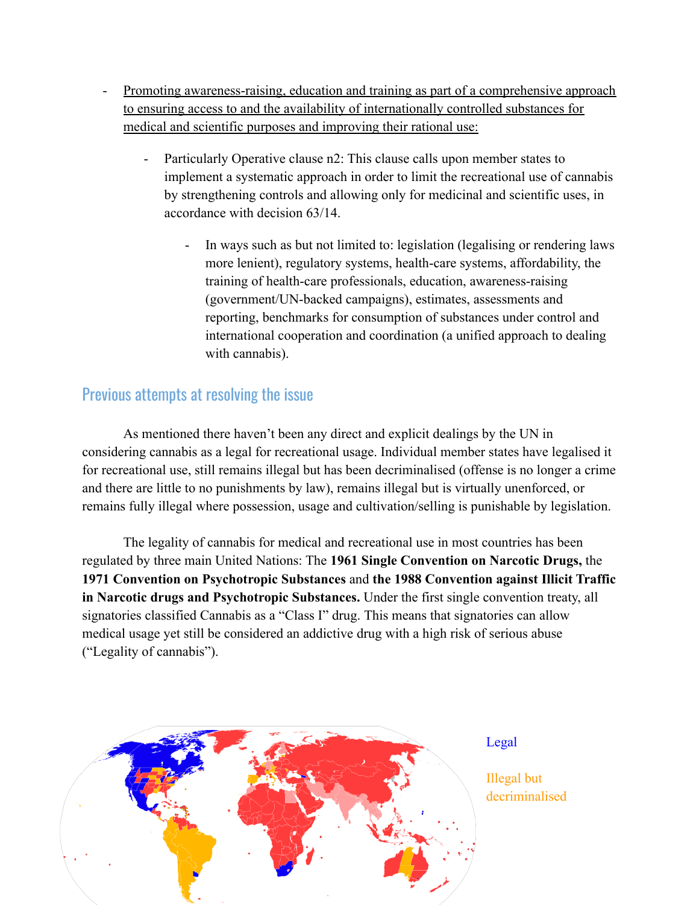- <u>Promoting awareness-raising, education and training as part of a comprehensive approach to ensuring access to and the availability of internationally controlled substances for medical and scientific purposes and improving their rational use:</u>
    - Particularly Operative clause n2: This clause calls upon member states to implement a systematic approach in order to limit the recreational use of cannabis by strengthening controls and allowing only for medicinal and scientific uses, in accordance with decision 63/14.
        - In ways such as but not limited to: legislation (legalising or rendering laws more lenient), regulatory systems, health-care systems, affordability, the training of health-care professionals, education, awareness-raising (government/UN-backed campaigns), estimates, assessments and reporting, benchmarks for consumption of substances under control and international cooperation and coordination (a unified approach to dealing with cannabis).

## Previous attempts at resolving the issue

As mentioned there haven't been any direct and explicit dealings by the UN in considering cannabis as a legal for recreational usage. Individual member states have legalised it for recreational use, still remains illegal but has been decriminalised (offense is no longer a crime and there are little to no punishments by law), remains illegal but is virtually unenforced, or remains fully illegal where possession, usage and cultivation/selling is punishable by legislation.

The legality of cannabis for medical and recreational use in most countries has been regulated by three main United Nations: The **1961 Single Convention on Narcotic Drugs,** the **1971 Convention on Psychotropic Substances** and **the 1988 Convention against Illicit Traffic in Narcotic drugs and Psychotropic Substances.** Under the first single convention treaty, all signatories classified Cannabis as a "Class I" drug. This means that signatories can allow medical usage yet still be considered an addictive drug with a high risk of serious abuse ("Legality of cannabis").

Legal

Illegal but decriminalised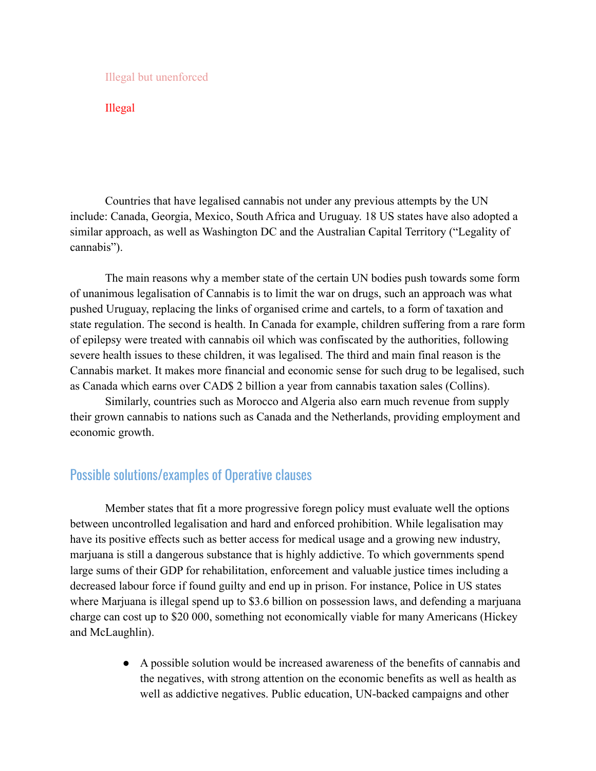Illegal but unenforced

Illegal

Countries that have legalised cannabis not under any previous attempts by the UN include: Canada, Georgia, Mexico, South Africa and Uruguay. 18 US states have also adopted a similar approach, as well as Washington DC and the Australian Capital Territory ("Legality of cannabis").

The main reasons why a member state of the certain UN bodies push towards some form of unanimous legalisation of Cannabis is to limit the war on drugs, such an approach was what pushed Uruguay, replacing the links of organised crime and cartels, to a form of taxation and state regulation. The second is health. In Canada for example, children suffering from a rare form of epilepsy were treated with cannabis oil which was confiscated by the authorities, following severe health issues to these children, it was legalised. The third and main final reason is the Cannabis market. It makes more financial and economic sense for such drug to be legalised, such as Canada which earns over CAD$ 2 billion a year from cannabis taxation sales (Collins).

Similarly, countries such as Morocco and Algeria also earn much revenue from supply their grown cannabis to nations such as Canada and the Netherlands, providing employment and economic growth.

## Possible solutions/examples of Operative clauses

Member states that fit a more progressive foregn policy must evaluate well the options between uncontrolled legalisation and hard and enforced prohibition. While legalisation may have its positive effects such as better access for medical usage and a growing new industry, marjuana is still a dangerous substance that is highly addictive. To which governments spend large sums of their GDP for rehabilitation, enforcement and valuable justice times including a decreased labour force if found guilty and end up in prison. For instance, Police in US states where Marjuana is illegal spend up to $3.6 billion on possession laws, and defending a marjuana charge can cost up to $20 000, something not economically viable for many Americans (Hickey and McLaughlin).

- A possible solution would be increased awareness of the benefits of cannabis and the negatives, with strong attention on the economic benefits as well as health as well as addictive negatives. Public education, UN-backed campaigns and other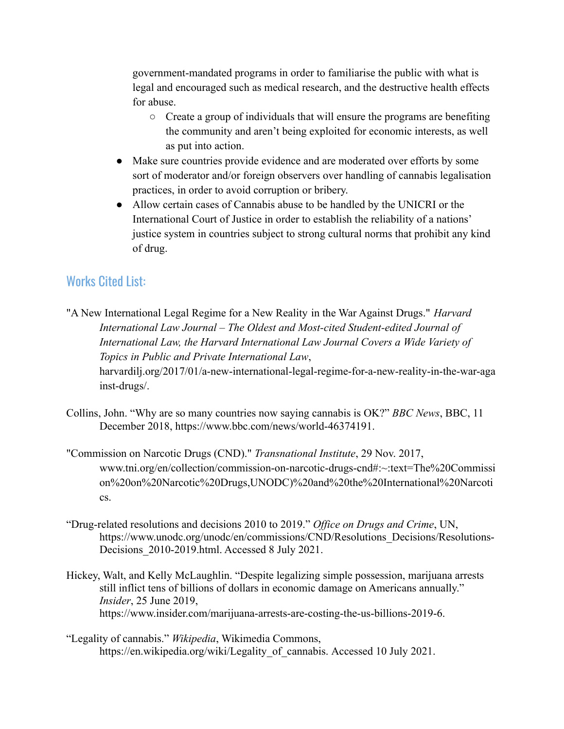government-mandated programs in order to familiarise the public with what is legal and encouraged such as medical research, and the destructive health effects for abuse.
    - Create a group of individuals that will ensure the programs are benefiting the community and aren't being exploited for economic interests, as well as put into action.
- Make sure countries provide evidence and are moderated over efforts by some sort of moderator and/or foreign observers over handling of cannabis legalisation practices, in order to avoid corruption or bribery.
- Allow certain cases of Cannabis abuse to be handled by the UNICRI or the International Court of Justice in order to establish the reliability of a nations' justice system in countries subject to strong cultural norms that prohibit any kind of drug.

## Works Cited List:

"A New International Legal Regime for a New Reality in the War Against Drugs." *Harvard International Law Journal – The Oldest and Most-cited Student-edited Journal of International Law, the Harvard International Law Journal Covers a Wide Variety of Topics in Public and Private International Law*, harvardilj.org/2017/01/a-new-international-legal-regime-for-a-new-reality-in-the-war-against-drugs/.

Collins, John. "Why are so many countries now saying cannabis is OK?" *BBC News*, BBC, 11 December 2018, https://www.bbc.com/news/world-46374191.

"Commission on Narcotic Drugs (CND)." *Transnational Institute*, 29 Nov. 2017, www.tni.org/en/collection/commission-on-narcotic-drugs-cnd#:~:text=The%20Commission%20on%20Narcotic%20Drugs,UNODC)%20and%20the%20International%20Narcotics.

"Drug-related resolutions and decisions 2010 to 2019." *Office on Drugs and Crime*, UN, https://www.unodc.org/unodc/en/commissions/CND/Resolutions_Decisions/Resolutions-Decisions_2010-2019.html. Accessed 8 July 2021.

Hickey, Walt, and Kelly McLaughlin. "Despite legalizing simple possession, marijuana arrests still inflict tens of billions of dollars in economic damage on Americans annually." *Insider*, 25 June 2019, https://www.insider.com/marijuana-arrests-are-costing-the-us-billions-2019-6.

"Legality of cannabis." *Wikipedia*, Wikimedia Commons, https://en.wikipedia.org/wiki/Legality_of_cannabis. Accessed 10 July 2021.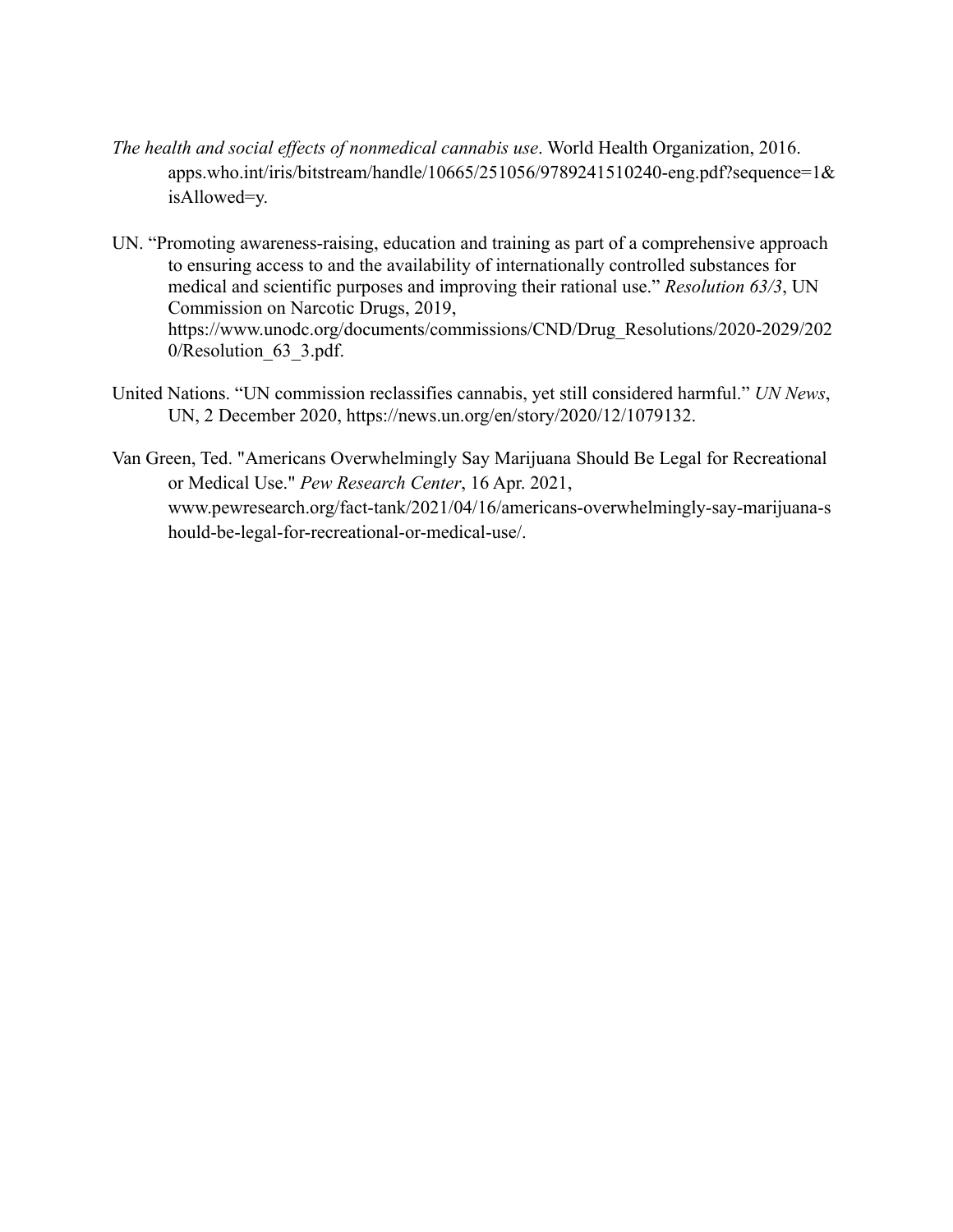*The health and social effects of nonmedical cannabis use*. World Health Organization, 2016. apps.who.int/iris/bitstream/handle/10665/251056/9789241510240-eng.pdf?sequence=1&isAllowed=y.

UN. "Promoting awareness-raising, education and training as part of a comprehensive approach to ensuring access to and the availability of internationally controlled substances for medical and scientific purposes and improving their rational use." *Resolution 63/3*, UN Commission on Narcotic Drugs, 2019, https://www.unodc.org/documents/commissions/CND/Drug_Resolutions/2020-2029/2020/Resolution_63_3.pdf.

United Nations. "UN commission reclassifies cannabis, yet still considered harmful." *UN News*, UN, 2 December 2020, https://news.un.org/en/story/2020/12/1079132.

Van Green, Ted. "Americans Overwhelmingly Say Marijuana Should Be Legal for Recreational or Medical Use." *Pew Research Center*, 16 Apr. 2021, www.pewresearch.org/fact-tank/2021/04/16/americans-overwhelmingly-say-marijuana-should-be-legal-for-recreational-or-medical-use/.